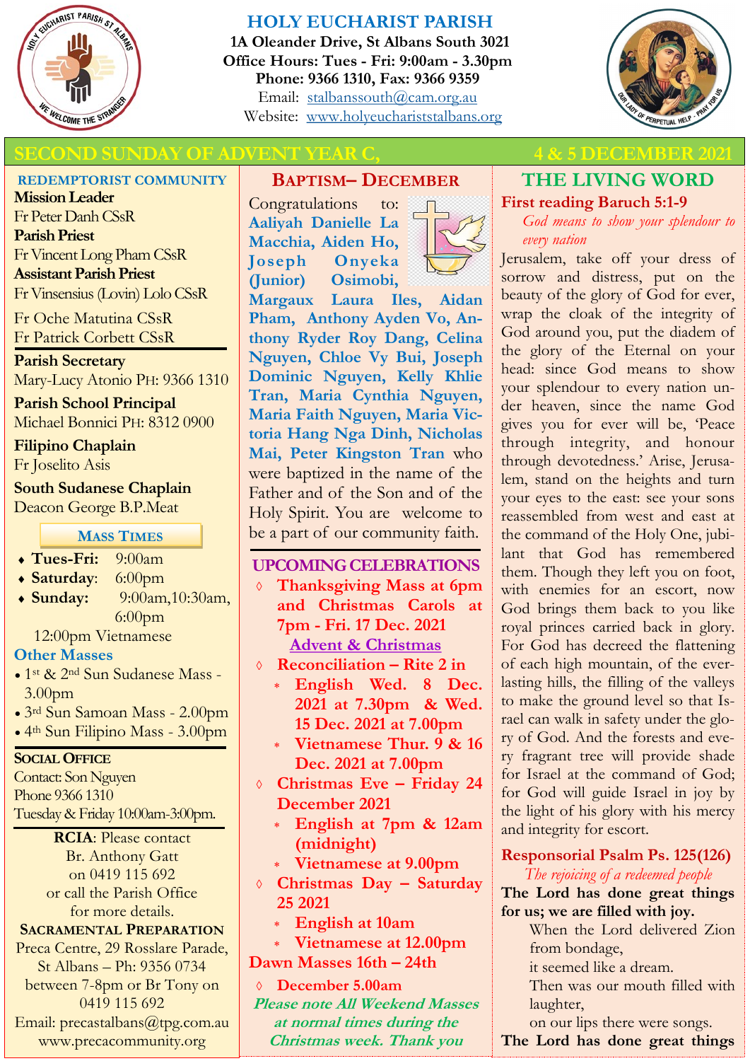# HOLY EUCHARIST PARISH

**1A Oleander Drive, St Albans South 3021**
**Office Hours: Tues - Fri: 9:00am - 3.30pm**
**Phone: 9366 1310, Fax: 9366 9359**
Email: stalbanssouth@cam.org.au
Website: www.holyeucharistsstalbans.org

## SECOND SUNDAY OF ADVENT YEAR C, 4 & 5 DECEMBER 2021

### REDEMPTORIST COMMUNITY

**Mission Leader**
Fr Peter Danh CSsR
**Parish Priest**
Fr Vincent Long Pham CSsR
**Assistant Parish Priest**
Fr Vinsensius (Lovin) Lolo CSsR

Fr Oche Matutina CSsR
Fr Patrick Corbett CSsR

**Parish Secretary**
Mary-Lucy Atonio PH: 9366 1310

**Parish School Principal**
Michael Bonnici PH: 8312 0900

**Filipino Chaplain**
Fr Joselito Asis

**South Sudanese Chaplain**
Deacon George B.P.Meat

### MASS TIMES

- **Tues-Fri:** 9:00am
- **Saturday**: 6:00pm
- **Sunday:** 9:00am, 10:30am, 6:00pm

12:00pm Vietnamese

**Other Masses**

- 1st & 2nd Sun Sudanese Mass - 3.00pm
- 3rd Sun Samoan Mass - 2.00pm
- 4th Sun Filipino Mass - 3.00pm

### SOCIAL OFFICE

Contact: Son Nguyen
Phone 9366 1310
Tuesday & Friday 10:00am-3:00pm.

**RCIA**: Please contact Br. Anthony Gatt on 0419 115 692 or call the Parish Office for more details.

### SACRAMENTAL PREPARATION

Preca Centre, 29 Rosslare Parade, St Albans – Ph: 9356 0734 between 7-8pm or Br Tony on 0419 115 692
Email: precastalbans@tpg.com.au
www.precacommunity.org

## BAPTISM– DECEMBER

Congratulations to: **Aaliyah Danielle La Macchia, Aiden Ho, Joseph Onyeka (Junior) Osimobi, Margaux Laura Iles, Aidan Pham, Anthony Ayden Vo, Anthony Ryder Roy Dang, Celina Nguyen, Chloe Vy Bui, Joseph Dominic Nguyen, Kelly Khlie Tran, Maria Cynthia Nguyen, Maria Faith Nguyen, Maria Victoria Hang Nga Dinh, Nicholas Mai, Peter Kingston Tran** who were baptized in the name of the Father and of the Son and of the Holy Spirit. You are welcome to be a part of our community faith.

## UPCOMING CELEBRATIONS

- **Thanksgiving Mass at 6pm and Christmas Carols at 7pm - Fri. 17 Dec. 2021**
  **Advent & Christmas**
- **Reconciliation – Rite 2 in**
  - **English Wed. 8 Dec. 2021 at 7.30pm & Wed. 15 Dec. 2021 at 7.00pm**
  - **Vietnamese Thur. 9 & 16 Dec. 2021 at 7.00pm**
- **Christmas Eve – Friday 24 December 2021**
  - **English at 7pm & 12am (midnight)**
  - **Vietnamese at 9.00pm**
- **Christmas Day – Saturday 25 2021**
  - **English at 10am**
  - **Vietnamese at 12.00pm**

**Dawn Masses 16th – 24th**

- **December 5.00am**

***Please note All Weekend Masses at normal times during the Christmas week. Thank you***

## THE LIVING WORD

**First reading Baruch 5:1-9**

*God means to show your splendour to every nation*

Jerusalem, take off your dress of sorrow and distress, put on the beauty of the glory of God for ever, wrap the cloak of the integrity of God around you, put the diadem of the glory of the Eternal on your head: since God means to show your splendour to every nation under heaven, since the name God gives you for ever will be, 'Peace through integrity, and honour through devotedness.' Arise, Jerusalem, stand on the heights and turn your eyes to the east: see your sons reassembled from west and east at the command of the Holy One, jubilant that God has remembered them. Though they left you on foot, with enemies for an escort, now God brings them back to you like royal princes carried back in glory. For God has decreed the flattening of each high mountain, of the everlasting hills, the filling of the valleys to make the ground level so that Israel can walk in safety under the glory of God. And the forests and every fragrant tree will provide shade for Israel at the command of God; for God will guide Israel in joy by the light of his glory with his mercy and integrity for escort.

**Responsorial Psalm Ps. 125(126)**

*The rejoicing of a redeemed people*

**The Lord has done great things for us; we are filled with joy.**

When the Lord delivered Zion from bondage,
it seemed like a dream.
Then was our mouth filled with laughter,
on our lips there were songs.

**The Lord has done great things**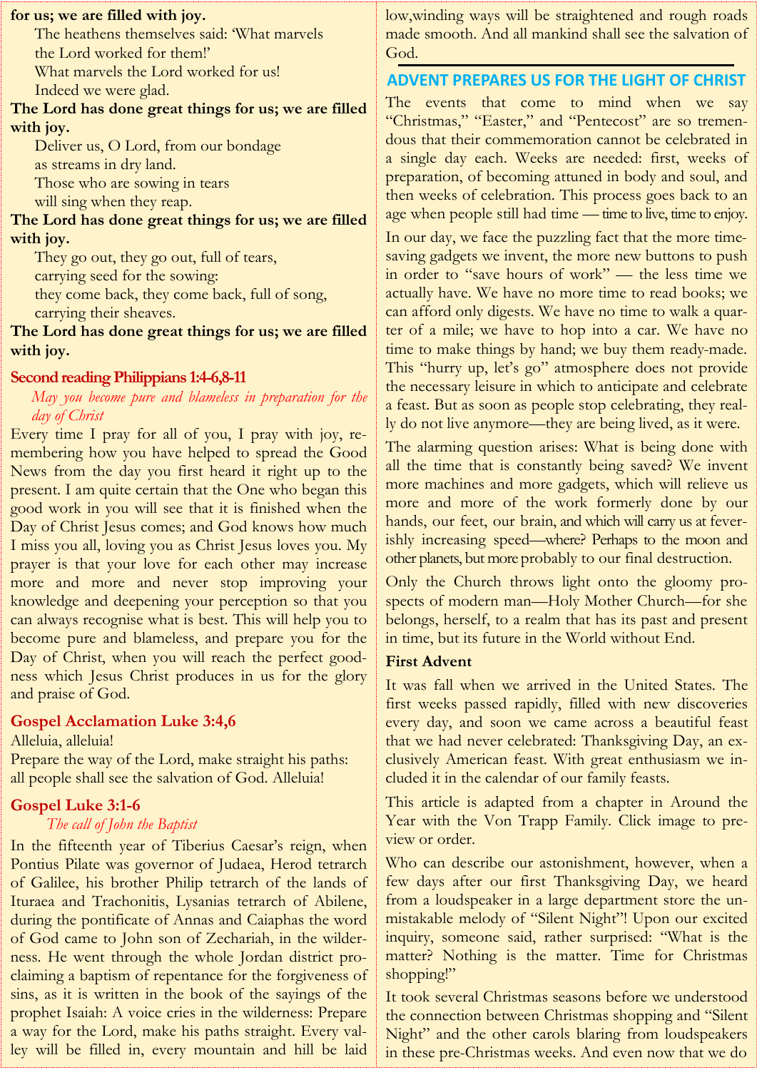**for us; we are filled with joy.**

The heathens themselves said: 'What marvels
the Lord worked for them!'
What marvels the Lord worked for us!
Indeed we were glad.

**The Lord has done great things for us; we are filled with joy.**

Deliver us, O Lord, from our bondage
as streams in dry land.
Those who are sowing in tears
will sing when they reap.

**The Lord has done great things for us; we are filled with joy.**

They go out, they go out, full of tears,
carrying seed for the sowing:
they come back, they come back, full of song,
carrying their sheaves.

**The Lord has done great things for us; we are filled with joy.**

## Second reading Philippians 1:4-6,8-11

*May you become pure and blameless in preparation for the day of Christ*

Every time I pray for all of you, I pray with joy, remembering how you have helped to spread the Good News from the day you first heard it right up to the present. I am quite certain that the One who began this good work in you will see that it is finished when the Day of Christ Jesus comes; and God knows how much I miss you all, loving you as Christ Jesus loves you. My prayer is that your love for each other may increase more and more and never stop improving your knowledge and deepening your perception so that you can always recognise what is best. This will help you to become pure and blameless, and prepare you for the Day of Christ, when you will reach the perfect goodness which Jesus Christ produces in us for the glory and praise of God.

## Gospel Acclamation Luke 3:4,6

Alleluia, alleluia!
Prepare the way of the Lord, make straight his paths:
all people shall see the salvation of God. Alleluia!

## Gospel Luke 3:1-6

*The call of John the Baptist*

In the fifteenth year of Tiberius Caesar's reign, when Pontius Pilate was governor of Judaea, Herod tetrarch of Galilee, his brother Philip tetrarch of the lands of Ituraea and Trachonitis, Lysanias tetrarch of Abilene, during the pontificate of Annas and Caiaphas the word of God came to John son of Zechariah, in the wilderness. He went through the whole Jordan district proclaiming a baptism of repentance for the forgiveness of sins, as it is written in the book of the sayings of the prophet Isaiah: A voice cries in the wilderness: Prepare a way for the Lord, make his paths straight. Every valley will be filled in, every mountain and hill be laid low,winding ways will be straightened and rough roads made smooth. And all mankind shall see the salvation of God.

## ADVENT PREPARES US FOR THE LIGHT OF CHRIST

The events that come to mind when we say "Christmas," "Easter," and "Pentecost" are so tremendous that their commemoration cannot be celebrated in a single day each. Weeks are needed: first, weeks of preparation, of becoming attuned in body and soul, and then weeks of celebration. This process goes back to an age when people still had time — time to live, time to enjoy.

In our day, we face the puzzling fact that the more time-saving gadgets we invent, the more new buttons to push in order to "save hours of work" — the less time we actually have. We have no more time to read books; we can afford only digests. We have no time to walk a quarter of a mile; we have to hop into a car. We have no time to make things by hand; we buy them ready-made. This "hurry up, let's go" atmosphere does not provide the necessary leisure in which to anticipate and celebrate a feast. But as soon as people stop celebrating, they really do not live anymore—they are being lived, as it were.

The alarming question arises: What is being done with all the time that is constantly being saved? We invent more machines and more gadgets, which will relieve us more and more of the work formerly done by our hands, our feet, our brain, and which will carry us at feverishly increasing speed—where? Perhaps to the moon and other planets, but more probably to our final destruction.

Only the Church throws light onto the gloomy prospects of modern man—Holy Mother Church—for she belongs, herself, to a realm that has its past and present in time, but its future in the World without End.

### First Advent

It was fall when we arrived in the United States. The first weeks passed rapidly, filled with new discoveries every day, and soon we came across a beautiful feast that we had never celebrated: Thanksgiving Day, an exclusively American feast. With great enthusiasm we included it in the calendar of our family feasts.

This article is adapted from a chapter in Around the Year with the Von Trapp Family. Click image to preview or order.

Who can describe our astonishment, however, when a few days after our first Thanksgiving Day, we heard from a loudspeaker in a large department store the unmistakable melody of "Silent Night"! Upon our excited inquiry, someone said, rather surprised: "What is the matter? Nothing is the matter. Time for Christmas shopping!"

It took several Christmas seasons before we understood the connection between Christmas shopping and "Silent Night" and the other carols blaring from loudspeakers in these pre-Christmas weeks. And even now that we do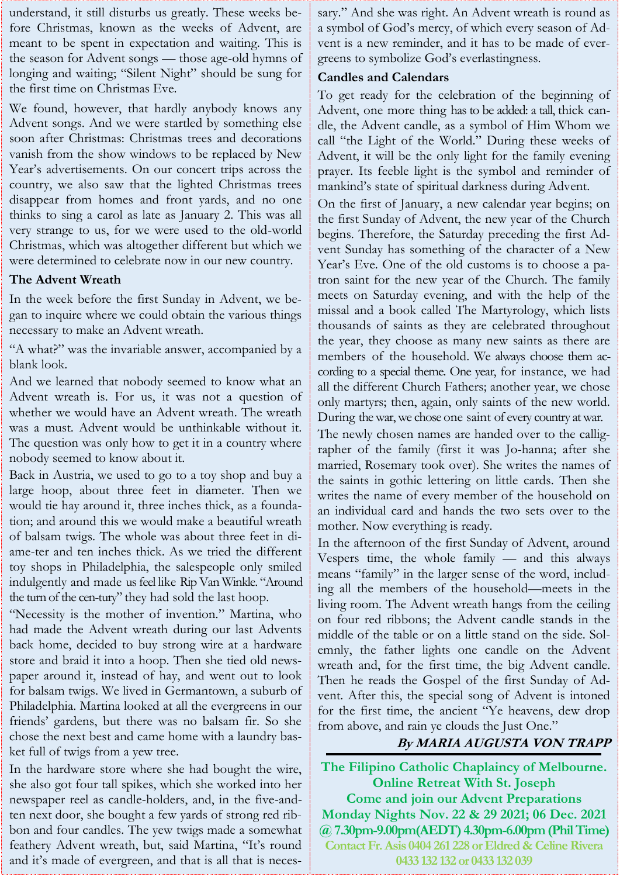understand, it still disturbs us greatly. These weeks before Christmas, known as the weeks of Advent, are meant to be spent in expectation and waiting. This is the season for Advent songs — those age-old hymns of longing and waiting; "Silent Night" should be sung for the first time on Christmas Eve.

We found, however, that hardly anybody knows any Advent songs. And we were startled by something else soon after Christmas: Christmas trees and decorations vanish from the show windows to be replaced by New Year's advertisements. On our concert trips across the country, we also saw that the lighted Christmas trees disappear from homes and front yards, and no one thinks to sing a carol as late as January 2. This was all very strange to us, for we were used to the old-world Christmas, which was altogether different but which we were determined to celebrate now in our new country.

**The Advent Wreath**

In the week before the first Sunday in Advent, we began to inquire where we could obtain the various things necessary to make an Advent wreath.

"A what?" was the invariable answer, accompanied by a blank look.

And we learned that nobody seemed to know what an Advent wreath is. For us, it was not a question of whether we would have an Advent wreath. The wreath was a must. Advent would be unthinkable without it. The question was only how to get it in a country where nobody seemed to know about it.

Back in Austria, we used to go to a toy shop and buy a large hoop, about three feet in diameter. Then we would tie hay around it, three inches thick, as a foundation; and around this we would make a beautiful wreath of balsam twigs. The whole was about three feet in diame-ter and ten inches thick. As we tried the different toy shops in Philadelphia, the salespeople only smiled indulgently and made us feel like Rip Van Winkle. "Around the turn of the cen-tury" they had sold the last hoop.

"Necessity is the mother of invention." Martina, who had made the Advent wreath during our last Advents back home, decided to buy strong wire at a hardware store and braid it into a hoop. Then she tied old newspaper around it, instead of hay, and went out to look for balsam twigs. We lived in Germantown, a suburb of Philadelphia. Martina looked at all the evergreens in our friends' gardens, but there was no balsam fir. So she chose the next best and came home with a laundry basket full of twigs from a yew tree.

In the hardware store where she had bought the wire, she also got four tall spikes, which she worked into her newspaper reel as candle-holders, and, in the five-and-ten next door, she bought a few yards of strong red ribbon and four candles. The yew twigs made a somewhat feathery Advent wreath, but, said Martina, "It's round and it's made of evergreen, and that is all that is necessary." And she was right. An Advent wreath is round as a symbol of God's mercy, of which every season of Advent is a new reminder, and it has to be made of evergreens to symbolize God's everlastingness.

**Candles and Calendars**

To get ready for the celebration of the beginning of Advent, one more thing has to be added: a tall, thick candle, the Advent candle, as a symbol of Him Whom we call "the Light of the World." During these weeks of Advent, it will be the only light for the family evening prayer. Its feeble light is the symbol and reminder of mankind's state of spiritual darkness during Advent.

On the first of January, a new calendar year begins; on the first Sunday of Advent, the new year of the Church begins. Therefore, the Saturday preceding the first Advent Sunday has something of the character of a New Year's Eve. One of the old customs is to choose a patron saint for the new year of the Church. The family meets on Saturday evening, and with the help of the missal and a book called The Martyrology, which lists thousands of saints as they are celebrated throughout the year, they choose as many new saints as there are members of the household. We always choose them according to a special theme. One year, for instance, we had all the different Church Fathers; another year, we chose only martyrs; then, again, only saints of the new world. During the war, we chose one saint of every country at war.

The newly chosen names are handed over to the calligrapher of the family (first it was Jo-hanna; after she married, Rosemary took over). She writes the names of the saints in gothic lettering on little cards. Then she writes the name of every member of the household on an individual card and hands the two sets over to the mother. Now everything is ready.

In the afternoon of the first Sunday of Advent, around Vespers time, the whole family — and this always means "family" in the larger sense of the word, including all the members of the household—meets in the living room. The Advent wreath hangs from the ceiling on four red ribbons; the Advent candle stands in the middle of the table or on a little stand on the side. Solemnly, the father lights one candle on the Advent wreath and, for the first time, the big Advent candle. Then he reads the Gospel of the first Sunday of Advent. After this, the special song of Advent is intoned for the first time, the ancient "Ye heavens, dew drop from above, and rain ye clouds the Just One."

***By MARIA AUGUSTA VON TRAPP***

---

**The Filipino Catholic Chaplaincy of Melbourne.**
**Online Retreat With St. Joseph**
**Come and join our Advent Preparations**
**Monday Nights Nov. 22 & 29 2021; 06 Dec. 2021**
**@ 7.30pm-9.00pm(AEDT) 4.30pm-6.00pm (Phil Time)**
**Contact Fr. Asis 0404 261 228 or Eldred & Celine Rivera 0433 132 132 or 0433 132 039**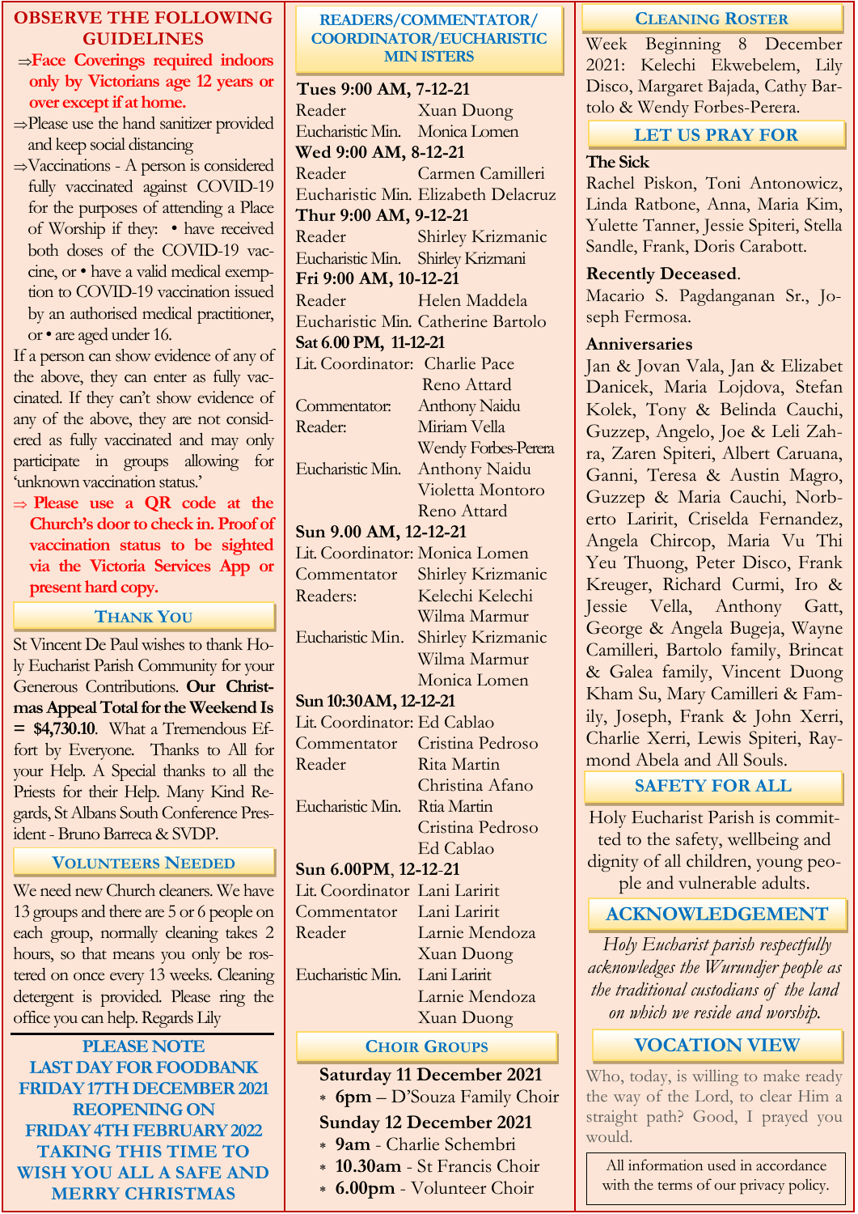## OBSERVE THE FOLLOWING GUIDELINES

- ⇒**Face Coverings required indoors only by Victorians age 12 years or over except if at home.**
- ⇒Please use the hand sanitizer provided and keep social distancing
- ⇒Vaccinations - A person is considered fully vaccinated against COVID-19 for the purposes of attending a Place of Worship if they: • have received both doses of the COVID-19 vaccine, or • have a valid medical exemption to COVID-19 vaccination issued by an authorised medical practitioner, or • are aged under 16.

If a person can show evidence of any of the above, they can enter as fully vaccinated. If they can't show evidence of any of the above, they are not considered as fully vaccinated and may only participate in groups allowing for 'unknown vaccination status.'

- ⇒ **Please use a QR code at the Church's door to check in. Proof of vaccination status to be sighted via the Victoria Services App or present hard copy.**

## Thank You

St Vincent De Paul wishes to thank Holy Eucharist Parish Community for your Generous Contributions. **Our Christmas Appeal Total for the Weekend Is = $4,730.10.** What a Tremendous Effort by Everyone. Thanks to All for your Help. A Special thanks to all the Priests for their Help. Many Kind Regards, St Albans South Conference President - Bruno Barreca & SVDP.

## Volunteers Needed

We need new Church cleaners. We have 13 groups and there are 5 or 6 people on each group, normally cleaning takes 2 hours, so that means you only be rostered on once every 13 weeks. Cleaning detergent is provided. Please ring the office you can help. Regards Lily

**PLEASE NOTE
LAST DAY FOR FOODBANK
FRIDAY 17TH DECEMBER 2021
REOPENING ON
FRIDAY 4TH FEBRUARY 2022
TAKING THIS TIME TO
WISH YOU ALL A SAFE AND
MERRY CHRISTMAS**

## READERS/COMMENTATOR/COORDINATOR/EUCHARISTIC MIN ISTERS

**Tues 9:00 AM, 7-12-21**
Reader: Xuan Duong
Eucharistic Min. Monica Lomen

**Wed 9:00 AM, 8-12-21**
Reader: Carmen Camilleri
Eucharistic Min. Elizabeth Delacruz

**Thur 9:00 AM, 9-12-21**
Reader: Shirley Krizmanic
Eucharistic Min. Shirley Krizmani

**Fri 9:00 AM, 10-12-21**
Reader: Helen Maddela
Eucharistic Min. Catherine Bartolo

**Sat 6.00 PM, 11-12-21**
Lit. Coordinator: Charlie Pace, Reno Attard
Commentator: Anthony Naidu
Reader: Miriam Vella, Wendy Forbes-Perera
Eucharistic Min. Anthony Naidu, Violetta Montoro, Reno Attard

**Sun 9.00 AM, 12-12-21**
Lit. Coordinator: Monica Lomen
Commentator: Shirley Krizmanic
Readers: Kelechi Kelechi, Wilma Marmur
Eucharistic Min. Shirley Krizmanic, Wilma Marmur, Monica Lomen

**Sun 10:30AM, 12-12-21**
Lit. Coordinator: Ed Cablao
Commentator: Cristina Pedroso
Reader: Rita Martin, Christina Afano
Eucharistic Min. Rtia Martin, Cristina Pedroso, Ed Cablao

**Sun 6.00PM, 12-12-21**
Lit. Coordinator: Lani Laririt
Commentator: Lani Laririt
Reader: Larnie Mendoza, Xuan Duong
Eucharistic Min. Lani Laririt, Larnie Mendoza, Xuan Duong

## Choir Groups

**Saturday 11 December 2021**
- **6pm** – D'Souza Family Choir

**Sunday 12 December 2021**
- **9am** - Charlie Schembri
- **10.30am** - St Francis Choir
- **6.00pm** - Volunteer Choir

## Cleaning Roster

Week Beginning 8 December 2021: Kelechi Ekwebelem, Lily Disco, Margaret Bajada, Cathy Bartolo & Wendy Forbes-Perera.

## LET US PRAY FOR

**The Sick**
Rachel Piskon, Toni Antonowicz, Linda Ratbone, Anna, Maria Kim, Yulette Tanner, Jessie Spiteri, Stella Sandle, Frank, Doris Carabott.

**Recently Deceased**.
Macario S. Pagdanganan Sr., Joseph Fermosa.

**Anniversaries**
Jan & Jovan Vala, Jan & Elizabet Danicek, Maria Lojdova, Stefan Kolek, Tony & Belinda Cauchi, Guzzep, Angelo, Joe & Leli Zahra, Zaren Spiteri, Albert Caruana, Ganni, Teresa & Austin Magro, Guzzep & Maria Cauchi, Norberto Laririt, Criselda Fernandez, Angela Chircop, Maria Vu Thi Yeu Thuong, Peter Disco, Frank Kreuger, Richard Curmi, Iro & Jessie Vella, Anthony Gatt, George & Angela Bugeja, Wayne Camilleri, Bartolo family, Brincat & Galea family, Vincent Duong Kham Su, Mary Camilleri & Family, Joseph, Frank & John Xerri, Charlie Xerri, Lewis Spiteri, Raymond Abela and All Souls.

## SAFETY FOR ALL

Holy Eucharist Parish is committed to the safety, wellbeing and dignity of all children, young people and vulnerable adults.

## ACKNOWLEDGEMENT

*Holy Eucharist parish respectfully acknowledges the Wurundjer people as the traditional custodians of the land on which we reside and worship.*

## VOCATION VIEW

Who, today, is willing to make ready the way of the Lord, to clear Him a straight path? Good, I prayed you would.

All information used in accordance with the terms of our privacy policy.